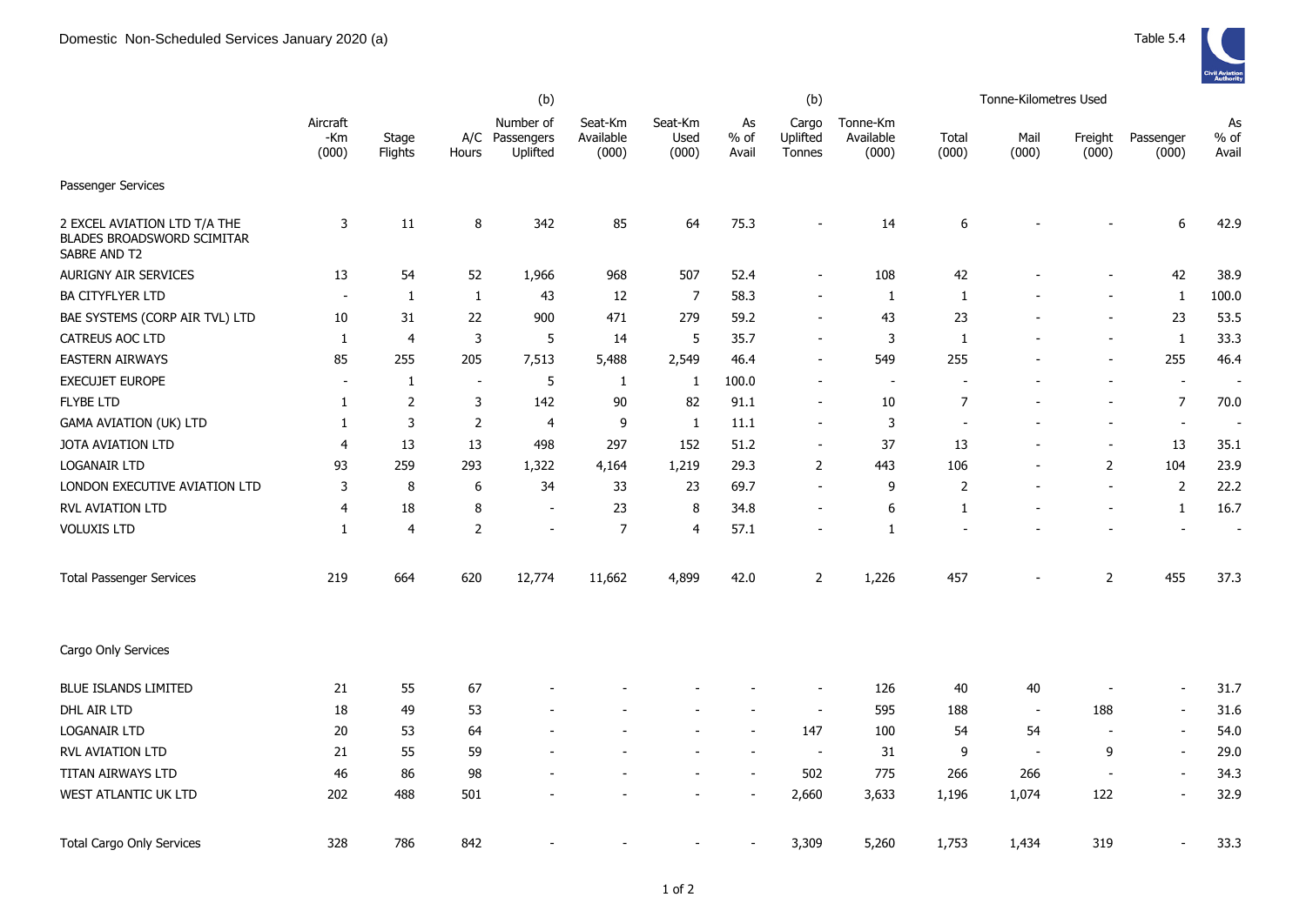# Domestic Non-Scheduled Services January 2020 (a)

Table 5.4

| | Aircraft -Km (000) | Stage Flights | A/C Hours | (b) Number of Passengers Uplifted | Seat-Km Available (000) | Seat-Km Used (000) | As % of Avail | (b) Cargo Uplifted Tonnes | Tonne-Km Available (000) | Tonne-Kilometres Used Total (000) | Mail (000) | Freight (000) | Passenger (000) | As % of Avail |
|---|---|---|---|---|---|---|---|---|---|---|---|---|---|---|
| **Passenger Services** | | | | | | | | | | | | | | |
| 2 EXCEL AVIATION LTD T/A THE BLADES BROADSWORD SCIMITAR SABRE AND T2 | 3 | 11 | 8 | 342 | 85 | 64 | 75.3 | - | 14 | 6 | - | - | 6 | 42.9 |
| AURIGNY AIR SERVICES | 13 | 54 | 52 | 1,966 | 968 | 507 | 52.4 | - | 108 | 42 | - | - | 42 | 38.9 |
| BA CITYFLYER LTD | - | 1 | 1 | 43 | 12 | 7 | 58.3 | - | 1 | 1 | - | - | 1 | 100.0 |
| BAE SYSTEMS (CORP AIR TVL) LTD | 10 | 31 | 22 | 900 | 471 | 279 | 59.2 | - | 43 | 23 | - | - | 23 | 53.5 |
| CATREUS AOC LTD | 1 | 4 | 3 | 5 | 14 | 5 | 35.7 | - | 3 | 1 | - | - | 1 | 33.3 |
| EASTERN AIRWAYS | 85 | 255 | 205 | 7,513 | 5,488 | 2,549 | 46.4 | - | 549 | 255 | - | - | 255 | 46.4 |
| EXECUJET EUROPE | - | 1 | - | 5 | 1 | 1 | 100.0 | - | - | - | - | - | - | - |
| FLYBE LTD | 1 | 2 | 3 | 142 | 90 | 82 | 91.1 | - | 10 | 7 | - | - | 7 | 70.0 |
| GAMA AVIATION (UK) LTD | 1 | 3 | 2 | 4 | 9 | 1 | 11.1 | - | 3 | - | - | - | - | - |
| JOTA AVIATION LTD | 4 | 13 | 13 | 498 | 297 | 152 | 51.2 | - | 37 | 13 | - | - | 13 | 35.1 |
| LOGANAIR LTD | 93 | 259 | 293 | 1,322 | 4,164 | 1,219 | 29.3 | 2 | 443 | 106 | - | 2 | 104 | 23.9 |
| LONDON EXECUTIVE AVIATION LTD | 3 | 8 | 6 | 34 | 33 | 23 | 69.7 | - | 9 | 2 | - | - | 2 | 22.2 |
| RVL AVIATION LTD | 4 | 18 | 8 | - | 23 | 8 | 34.8 | - | 6 | 1 | - | - | 1 | 16.7 |
| VOLUXIS LTD | 1 | 4 | 2 | - | 7 | 4 | 57.1 | - | 1 | - | - | - | - | - |
| Total Passenger Services | 219 | 664 | 620 | 12,774 | 11,662 | 4,899 | 42.0 | 2 | 1,226 | 457 | - | 2 | 455 | 37.3 |
| **Cargo Only Services** | | | | | | | | | | | | | | |
| BLUE ISLANDS LIMITED | 21 | 55 | 67 | - | - | - | - | - | 126 | 40 | 40 | - | - | 31.7 |
| DHL AIR LTD | 18 | 49 | 53 | - | - | - | - | - | 595 | 188 | - | 188 | - | 31.6 |
| LOGANAIR LTD | 20 | 53 | 64 | - | - | - | - | 147 | 100 | 54 | 54 | - | - | 54.0 |
| RVL AVIATION LTD | 21 | 55 | 59 | - | - | - | - | - | 31 | 9 | - | 9 | - | 29.0 |
| TITAN AIRWAYS LTD | 46 | 86 | 98 | - | - | - | - | 502 | 775 | 266 | 266 | - | - | 34.3 |
| WEST ATLANTIC UK LTD | 202 | 488 | 501 | - | - | - | - | 2,660 | 3,633 | 1,196 | 1,074 | 122 | - | 32.9 |
| Total Cargo Only Services | 328 | 786 | 842 | - | - | - | - | 3,309 | 5,260 | 1,753 | 1,434 | 319 | - | 33.3 |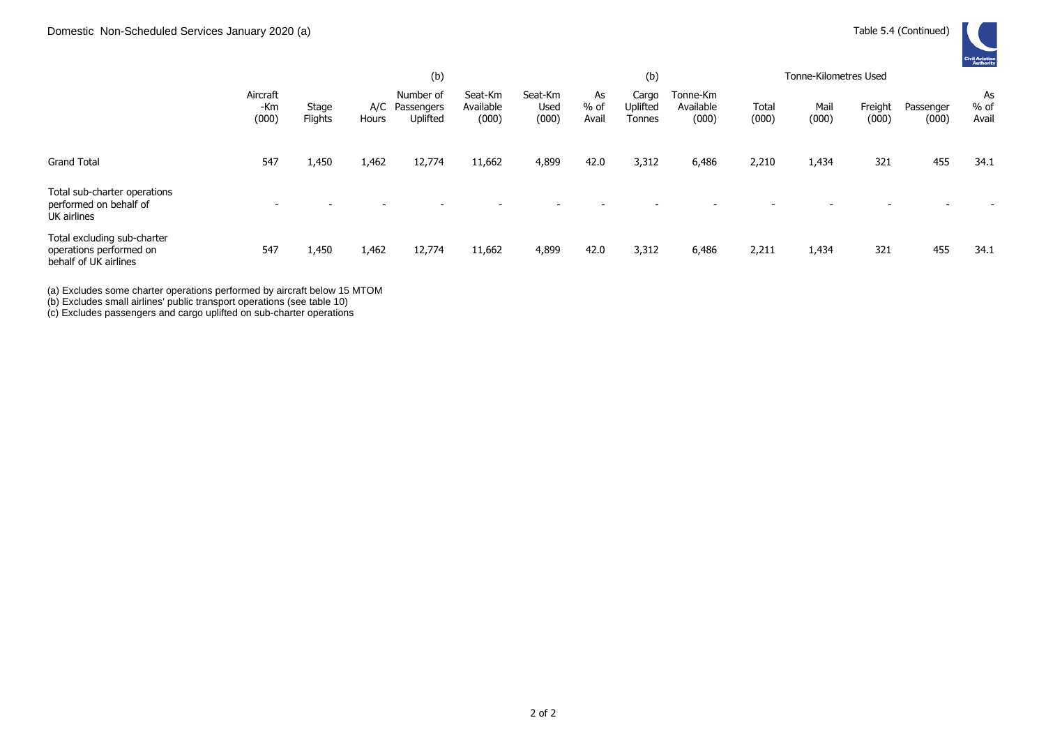Domestic Non-Scheduled Services January 2020 (a)

Table 5.4 (Continued)

| | Aircraft -Km (000) | Stage Flights | A/C Hours | (b) Number of Passengers Uplifted | Seat-Km Available (000) | Seat-Km Used (000) | As % of Avail | (b) Cargo Uplifted Tonnes | Tonne-Km Available (000) | Tonne-Kilometres Used Total (000) | Mail (000) | Freight (000) | Passenger (000) | As % of Avail |
|---|---|---|---|---|---|---|---|---|---|---|---|---|---|---|
| Grand Total | 547 | 1,450 | 1,462 | 12,774 | 11,662 | 4,899 | 42.0 | 3,312 | 6,486 | 2,210 | 1,434 | 321 | 455 | 34.1 |
| Total sub-charter operations performed on behalf of UK airlines | - | - | - | - | - | - | - | - | - | - | - | - | - | - |
| Total excluding sub-charter operations performed on behalf of UK airlines | 547 | 1,450 | 1,462 | 12,774 | 11,662 | 4,899 | 42.0 | 3,312 | 6,486 | 2,211 | 1,434 | 321 | 455 | 34.1 |

(a) Excludes some charter operations performed by aircraft below 15 MTOM
(b) Excludes small airlines' public transport operations (see table 10)
(c) Excludes passengers and cargo uplifted on sub-charter operations